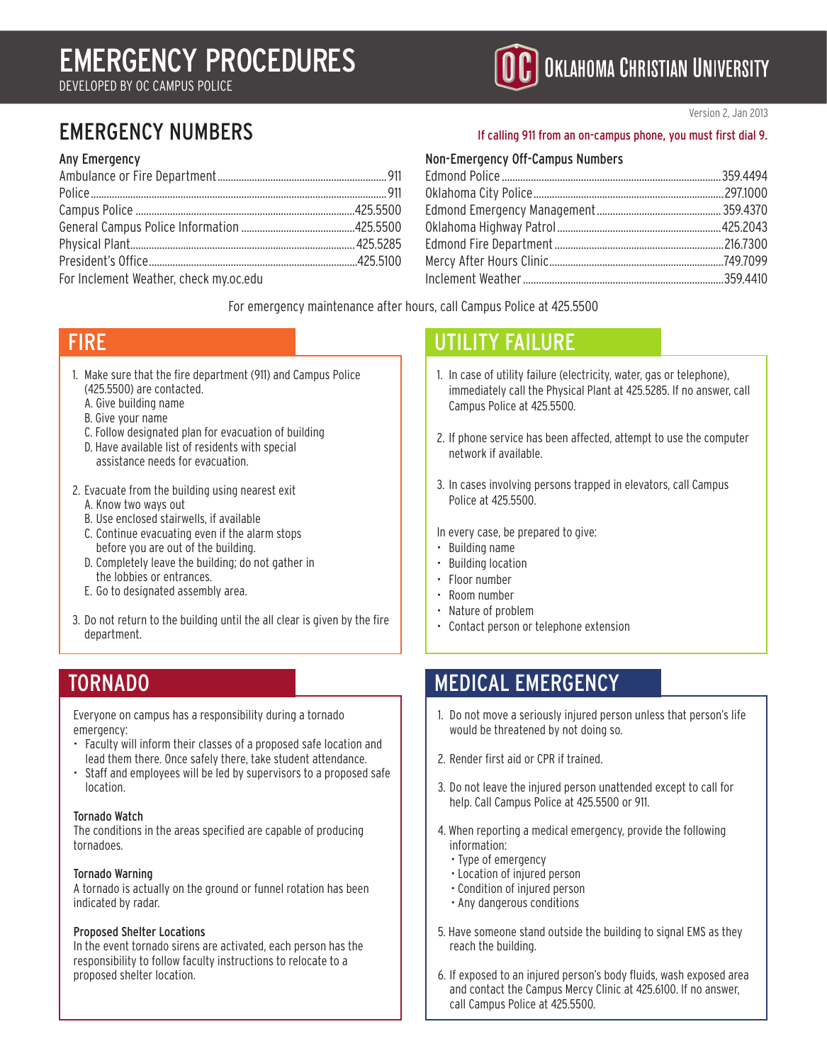# EMERGENCY PROCEDURES

DEVELOPED BY OC CAMPUS POLICE

OKLAHOMA CHRISTIAN UNIVERSITY

Version 2, Jan 2013

## EMERGENCY NUMBERS

If calling 911 from an on-campus phone, you must first dial 9.

### Any Emergency

| | |
|---|---|
| Ambulance or Fire Department | 911 |
| Police | 911 |
| Campus Police | 425.5500 |
| General Campus Police Information | 425.5500 |
| Physical Plant | 425.5285 |
| President's Office | 425.5100 |

For Inclement Weather, check my.oc.edu

### Non-Emergency Off-Campus Numbers

| | |
|---|---|
| Edmond Police | 359.4494 |
| Oklahoma City Police | 297.1000 |
| Edmond Emergency Management | 359.4370 |
| Oklahoma Highway Patrol | 425.2043 |
| Edmond Fire Department | 216.7300 |
| Mercy After Hours Clinic | 749.7099 |
| Inclement Weather | 359.4410 |

For emergency maintenance after hours, call Campus Police at 425.5500

## FIRE

1. Make sure that the fire department (911) and Campus Police (425.5500) are contacted.
   - A. Give building name
   - B. Give your name
   - C. Follow designated plan for evacuation of building
   - D. Have available list of residents with special assistance needs for evacuation.
2. Evacuate from the building using nearest exit
   - A. Know two ways out
   - B. Use enclosed stairwells, if available
   - C. Continue evacuating even if the alarm stops before you are out of the building.
   - D. Completely leave the building; do not gather in the lobbies or entrances.
   - E. Go to designated assembly area.
3. Do not return to the building until the all clear is given by the fire department.

## TORNADO

Everyone on campus has a responsibility during a tornado emergency:

- Faculty will inform their classes of a proposed safe location and lead them there. Once safely there, take student attendance.
- Staff and employees will be led by supervisors to a proposed safe location.

**Tornado Watch**
The conditions in the areas specified are capable of producing tornadoes.

**Tornado Warning**
A tornado is actually on the ground or funnel rotation has been indicated by radar.

**Proposed Shelter Locations**
In the event tornado sirens are activated, each person has the responsibility to follow faculty instructions to relocate to a proposed shelter location.

## UTILITY FAILURE

1. In case of utility failure (electricity, water, gas or telephone), immediately call the Physical Plant at 425.5285. If no answer, call Campus Police at 425.5500.
2. If phone service has been affected, attempt to use the computer network if available.
3. In cases involving persons trapped in elevators, call Campus Police at 425.5500.

In every case, be prepared to give:

- Building name
- Building location
- Floor number
- Room number
- Nature of problem
- Contact person or telephone extension

## MEDICAL EMERGENCY

1. Do not move a seriously injured person unless that person's life would be threatened by not doing so.
2. Render first aid or CPR if trained.
3. Do not leave the injured person unattended except to call for help. Call Campus Police at 425.5500 or 911.
4. When reporting a medical emergency, provide the following information:
   - Type of emergency
   - Location of injured person
   - Condition of injured person
   - Any dangerous conditions
5. Have someone stand outside the building to signal EMS as they reach the building.
6. If exposed to an injured person's body fluids, wash exposed area and contact the Campus Mercy Clinic at 425.6100. If no answer, call Campus Police at 425.5500.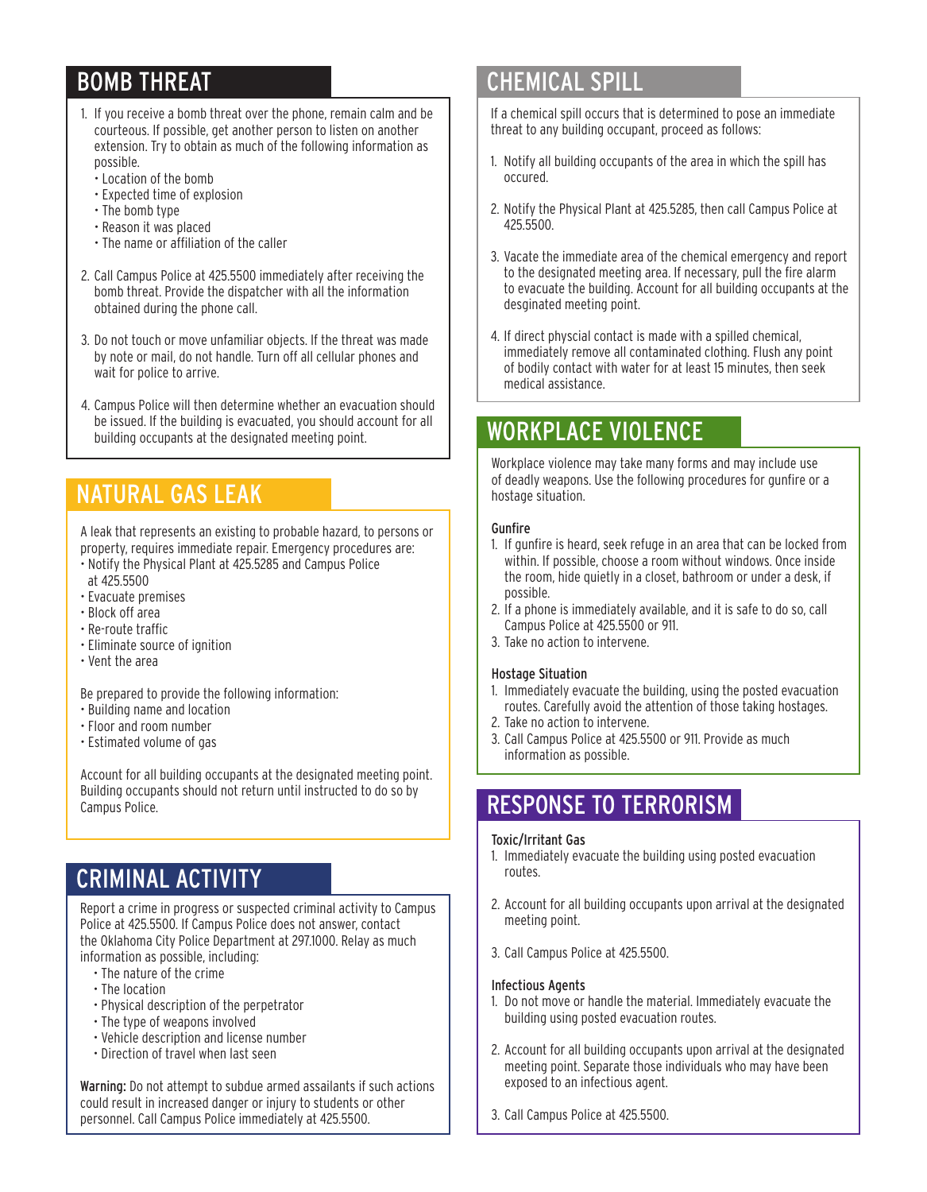## BOMB THREAT

1. If you receive a bomb threat over the phone, remain calm and be courteous. If possible, get another person to listen on another extension. Try to obtain as much of the following information as possible.
   - Location of the bomb
   - Expected time of explosion
   - The bomb type
   - Reason it was placed
   - The name or affiliation of the caller

2. Call Campus Police at 425.5500 immediately after receiving the bomb threat. Provide the dispatcher with all the information obtained during the phone call.

3. Do not touch or move unfamiliar objects. If the threat was made by note or mail, do not handle. Turn off all cellular phones and wait for police to arrive.

4. Campus Police will then determine whether an evacuation should be issued. If the building is evacuated, you should account for all building occupants at the designated meeting point.

## NATURAL GAS LEAK

A leak that represents an existing to probable hazard, to persons or property, requires immediate repair. Emergency procedures are:

- Notify the Physical Plant at 425.5285 and Campus Police at 425.5500
- Evacuate premises
- Block off area
- Re-route traffic
- Eliminate source of ignition
- Vent the area

Be prepared to provide the following information:

- Building name and location
- Floor and room number
- Estimated volume of gas

Account for all building occupants at the designated meeting point. Building occupants should not return until instructed to do so by Campus Police.

## CRIMINAL ACTIVITY

Report a crime in progress or suspected criminal activity to Campus Police at 425.5500. If Campus Police does not answer, contact the Oklahoma City Police Department at 297.1000. Relay as much information as possible, including:

- The nature of the crime
- The location
- Physical description of the perpetrator
- The type of weapons involved
- Vehicle description and license number
- Direction of travel when last seen

**Warning:** Do not attempt to subdue armed assailants if such actions could result in increased danger or injury to students or other personnel. Call Campus Police immediately at 425.5500.

## CHEMICAL SPILL

If a chemical spill occurs that is determined to pose an immediate threat to any building occupant, proceed as follows:

1. Notify all building occupants of the area in which the spill has occured.

2. Notify the Physical Plant at 425.5285, then call Campus Police at 425.5500.

3. Vacate the immediate area of the chemical emergency and report to the designated meeting area. If necessary, pull the fire alarm to evacuate the building. Account for all building occupants at the desginated meeting point.

4. If direct physcial contact is made with a spilled chemical, immediately remove all contaminated clothing. Flush any point of bodily contact with water for at least 15 minutes, then seek medical assistance.

## WORKPLACE VIOLENCE

Workplace violence may take many forms and may include use of deadly weapons. Use the following procedures for gunfire or a hostage situation.

### Gunfire

1. If gunfire is heard, seek refuge in an area that can be locked from within. If possible, choose a room without windows. Once inside the room, hide quietly in a closet, bathroom or under a desk, if possible.
2. If a phone is immediately available, and it is safe to do so, call Campus Police at 425.5500 or 911.
3. Take no action to intervene.

### Hostage Situation

1. Immediately evacuate the building, using the posted evacuation routes. Carefully avoid the attention of those taking hostages.
2. Take no action to intervene.
3. Call Campus Police at 425.5500 or 911. Provide as much information as possible.

## RESPONSE TO TERRORISM

### Toxic/Irritant Gas

1. Immediately evacuate the building using posted evacuation routes.

2. Account for all building occupants upon arrival at the designated meeting point.

3. Call Campus Police at 425.5500.

### Infectious Agents

1. Do not move or handle the material. Immediately evacuate the building using posted evacuation routes.

2. Account for all building occupants upon arrival at the designated meeting point. Separate those individuals who may have been exposed to an infectious agent.

3. Call Campus Police at 425.5500.